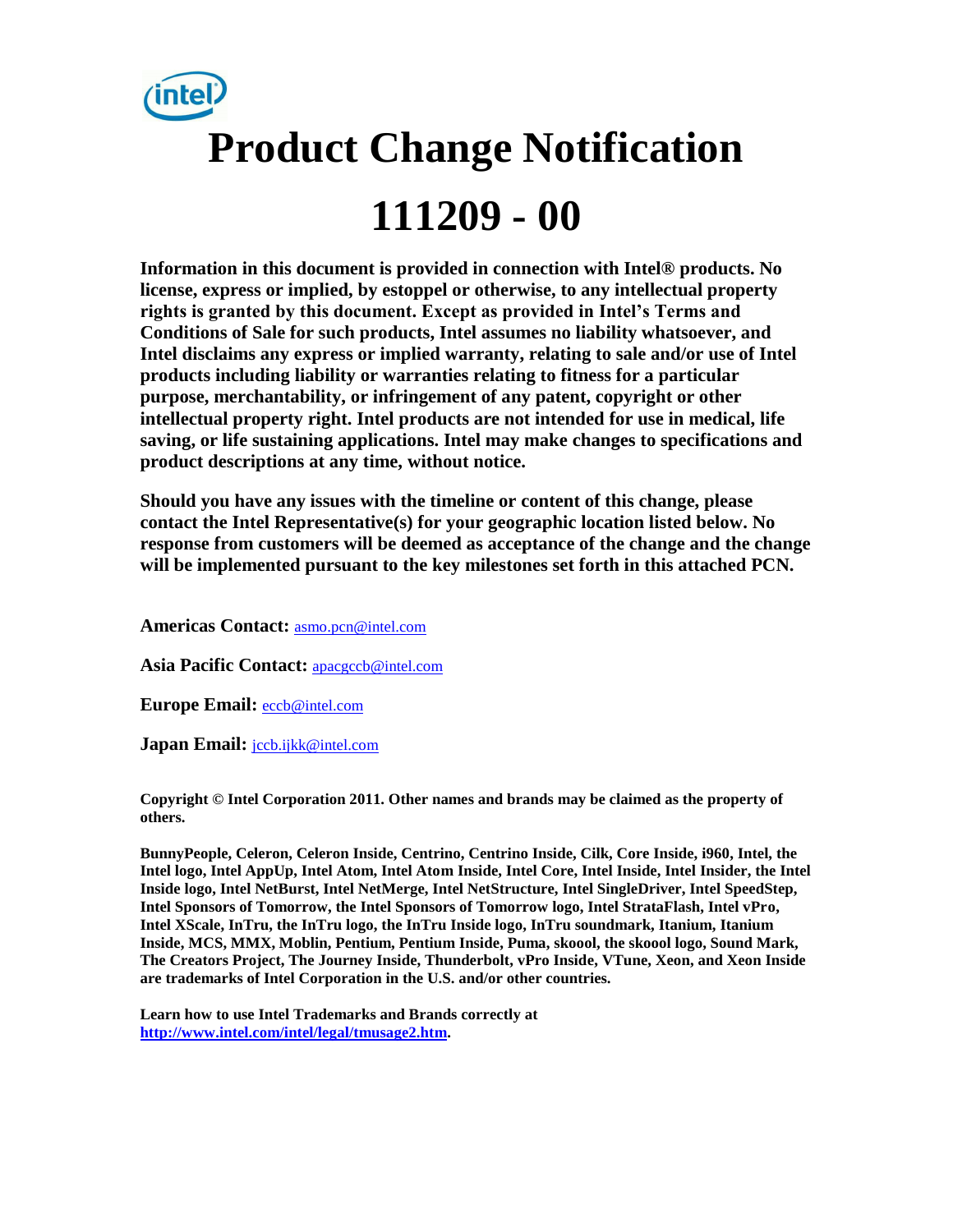# Product Change Notification

# 111209 - 00

**Information in this document is provided in connection with Intel® products. No license, express or implied, by estoppel or otherwise, to any intellectual property rights is granted by this document. Except as provided in Intel's Terms and Conditions of Sale for such products, Intel assumes no liability whatsoever, and Intel disclaims any express or implied warranty, relating to sale and/or use of Intel products including liability or warranties relating to fitness for a particular purpose, merchantability, or infringement of any patent, copyright or other intellectual property right. Intel products are not intended for use in medical, life saving, or life sustaining applications. Intel may make changes to specifications and product descriptions at any time, without notice.**

**Should you have any issues with the timeline or content of this change, please contact the Intel Representative(s) for your geographic location listed below. No response from customers will be deemed as acceptance of the change and the change will be implemented pursuant to the key milestones set forth in this attached PCN.**

**Americas Contact:** asmo.pcn@intel.com

**Asia Pacific Contact:** apacgccb@intel.com

**Europe Email:** eccb@intel.com

**Japan Email:** jccb.ijkk@intel.com

**Copyright © Intel Corporation 2011. Other names and brands may be claimed as the property of others.**

**BunnyPeople, Celeron, Celeron Inside, Centrino, Centrino Inside, Cilk, Core Inside, i960, Intel, the Intel logo, Intel AppUp, Intel Atom, Intel Atom Inside, Intel Core, Intel Inside, Intel Insider, the Intel Inside logo, Intel NetBurst, Intel NetMerge, Intel NetStructure, Intel SingleDriver, Intel SpeedStep, Intel Sponsors of Tomorrow, the Intel Sponsors of Tomorrow logo, Intel StrataFlash, Intel vPro, Intel XScale, InTru, the InTru logo, the InTru Inside logo, InTru soundmark, Itanium, Itanium Inside, MCS, MMX, Moblin, Pentium, Pentium Inside, Puma, skoool, the skoool logo, Sound Mark, The Creators Project, The Journey Inside, Thunderbolt, vPro Inside, VTune, Xeon, and Xeon Inside are trademarks of Intel Corporation in the U.S. and/or other countries.**

**Learn how to use Intel Trademarks and Brands correctly at http://www.intel.com/intel/legal/tmusage2.htm.**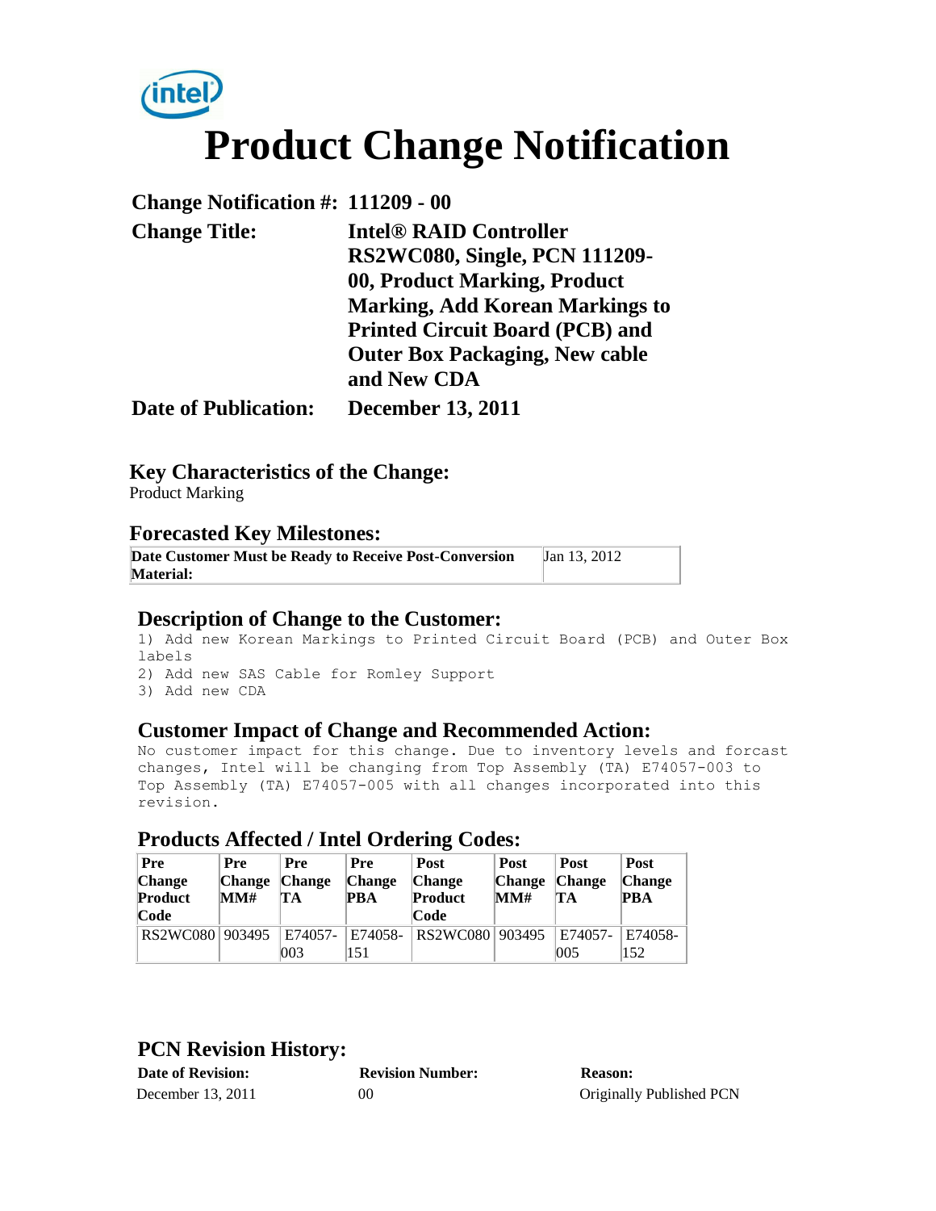intel

# Product Change Notification

| | |
|---|---|
| **Change Notification #:** | **111209 - 00** |
| **Change Title:** | **Intel® RAID Controller RS2WC080, Single, PCN 111209-00, Product Marking, Product Marking, Add Korean Markings to Printed Circuit Board (PCB) and Outer Box Packaging, New cable and New CDA** |
| **Date of Publication:** | **December 13, 2011** |

## Key Characteristics of the Change:

Product Marking

## Forecasted Key Milestones:

| | |
|---|---|
| **Date Customer Must be Ready to Receive Post-Conversion Material:** | Jan 13, 2012 |

## Description of Change to the Customer:

1) Add new Korean Markings to Printed Circuit Board (PCB) and Outer Box labels
2) Add new SAS Cable for Romley Support
3) Add new CDA

## Customer Impact of Change and Recommended Action:

No customer impact for this change. Due to inventory levels and forcast changes, Intel will be changing from Top Assembly (TA) E74057-003 to Top Assembly (TA) E74057-005 with all changes incorporated into this revision.

## Products Affected / Intel Ordering Codes:

| Pre Change Product Code | Pre Change MM# | Pre Change TA | Pre Change PBA | Post Change Product Code | Post Change MM# | Post Change TA | Post Change PBA |
|---|---|---|---|---|---|---|---|
| RS2WC080 | 903495 | E74057-003 | E74058-151 | RS2WC080 | 903495 | E74057-005 | E74058-152 |

## PCN Revision History:

| **Date of Revision:** | **Revision Number:** | **Reason:** |
|---|---|---|
| December 13, 2011 | 00 | Originally Published PCN |